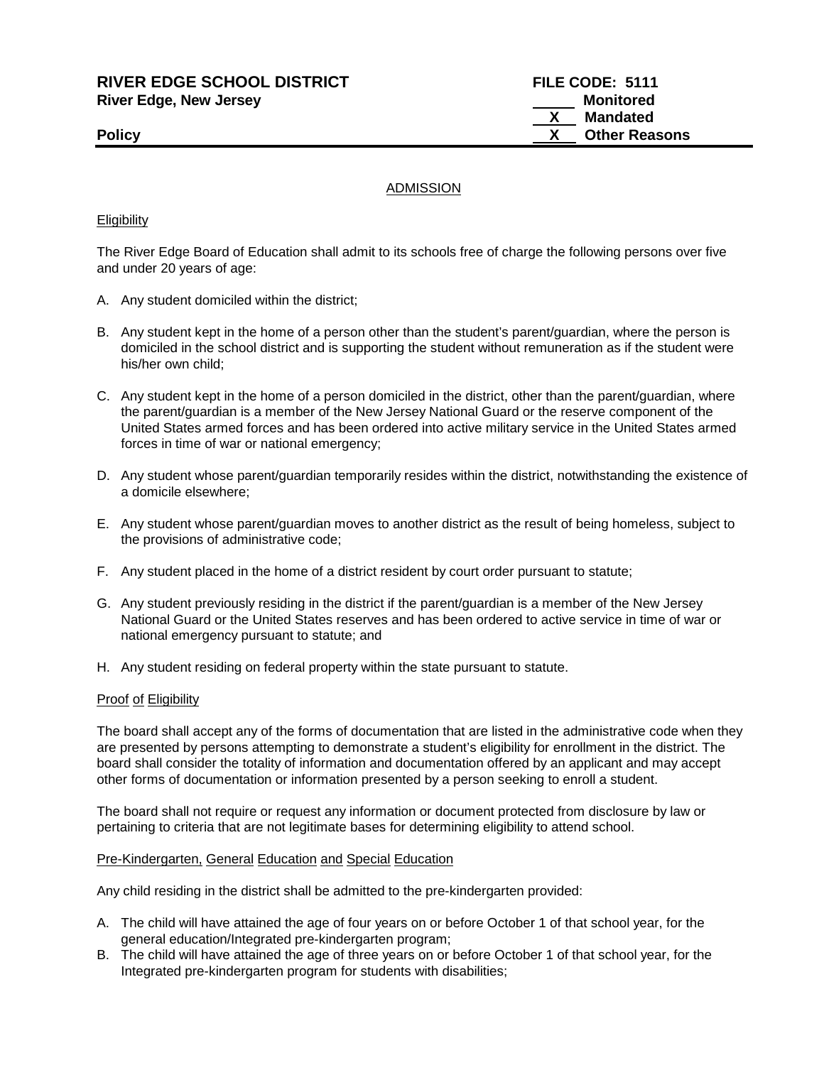**RIVER EDGE SCHOOL DISTRICT** **FILE CODE: 5111**
**River Edge, New Jersey**

_____ Monitored
__X__ Mandated
__X__ Other Reasons

**Policy**

ADMISSION

Eligibility

The River Edge Board of Education shall admit to its schools free of charge the following persons over five and under 20 years of age:

A. Any student domiciled within the district;

B. Any student kept in the home of a person other than the student's parent/guardian, where the person is domiciled in the school district and is supporting the student without remuneration as if the student were his/her own child;

C. Any student kept in the home of a person domiciled in the district, other than the parent/guardian, where the parent/guardian is a member of the New Jersey National Guard or the reserve component of the United States armed forces and has been ordered into active military service in the United States armed forces in time of war or national emergency;

D. Any student whose parent/guardian temporarily resides within the district, notwithstanding the existence of a domicile elsewhere;

E. Any student whose parent/guardian moves to another district as the result of being homeless, subject to the provisions of administrative code;

F. Any student placed in the home of a district resident by court order pursuant to statute;

G. Any student previously residing in the district if the parent/guardian is a member of the New Jersey National Guard or the United States reserves and has been ordered to active service in time of war or national emergency pursuant to statute; and

H. Any student residing on federal property within the state pursuant to statute.

Proof of Eligibility

The board shall accept any of the forms of documentation that are listed in the administrative code when they are presented by persons attempting to demonstrate a student's eligibility for enrollment in the district. The board shall consider the totality of information and documentation offered by an applicant and may accept other forms of documentation or information presented by a person seeking to enroll a student.

The board shall not require or request any information or document protected from disclosure by law or pertaining to criteria that are not legitimate bases for determining eligibility to attend school.

Pre-Kindergarten, General Education and Special Education

Any child residing in the district shall be admitted to the pre-kindergarten provided:

A. The child will have attained the age of four years on or before October 1 of that school year, for the general education/Integrated pre-kindergarten program;
B. The child will have attained the age of three years on or before October 1 of that school year, for the Integrated pre-kindergarten program for students with disabilities;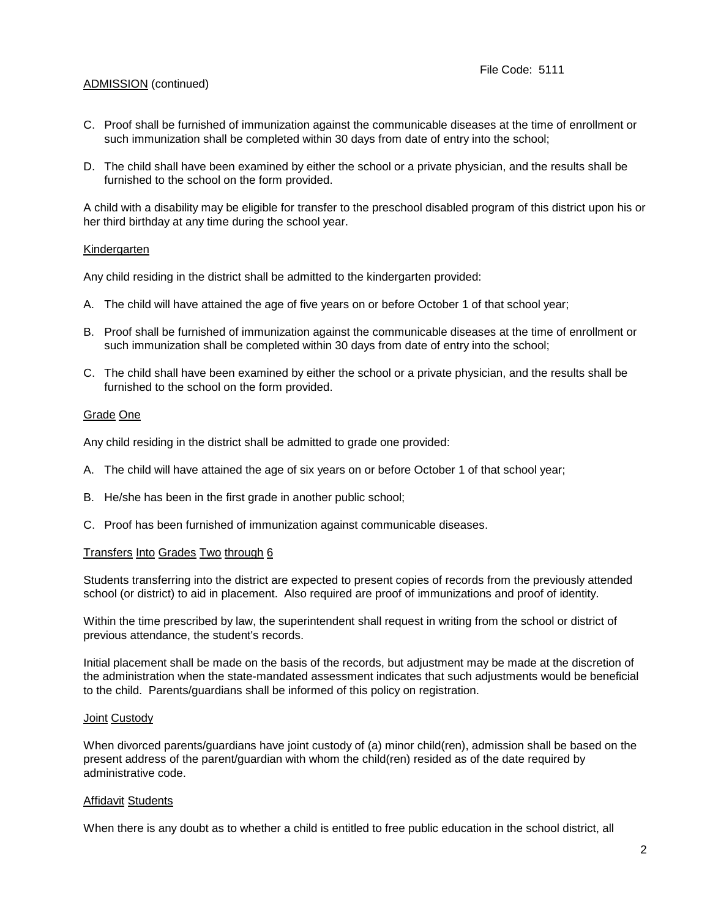ADMISSION (continued)

C. Proof shall be furnished of immunization against the communicable diseases at the time of enrollment or such immunization shall be completed within 30 days from date of entry into the school;

D. The child shall have been examined by either the school or a private physician, and the results shall be furnished to the school on the form provided.

A child with a disability may be eligible for transfer to the preschool disabled program of this district upon his or her third birthday at any time during the school year.

### Kindergarten

Any child residing in the district shall be admitted to the kindergarten provided:

A. The child will have attained the age of five years on or before October 1 of that school year;

B. Proof shall be furnished of immunization against the communicable diseases at the time of enrollment or such immunization shall be completed within 30 days from date of entry into the school;

C. The child shall have been examined by either the school or a private physician, and the results shall be furnished to the school on the form provided.

### Grade One

Any child residing in the district shall be admitted to grade one provided:

A. The child will have attained the age of six years on or before October 1 of that school year;

B. He/she has been in the first grade in another public school;

C. Proof has been furnished of immunization against communicable diseases.

### Transfers Into Grades Two through 6

Students transferring into the district are expected to present copies of records from the previously attended school (or district) to aid in placement. Also required are proof of immunizations and proof of identity.

Within the time prescribed by law, the superintendent shall request in writing from the school or district of previous attendance, the student's records.

Initial placement shall be made on the basis of the records, but adjustment may be made at the discretion of the administration when the state-mandated assessment indicates that such adjustments would be beneficial to the child. Parents/guardians shall be informed of this policy on registration.

### Joint Custody

When divorced parents/guardians have joint custody of (a) minor child(ren), admission shall be based on the present address of the parent/guardian with whom the child(ren) resided as of the date required by administrative code.

### Affidavit Students

When there is any doubt as to whether a child is entitled to free public education in the school district, all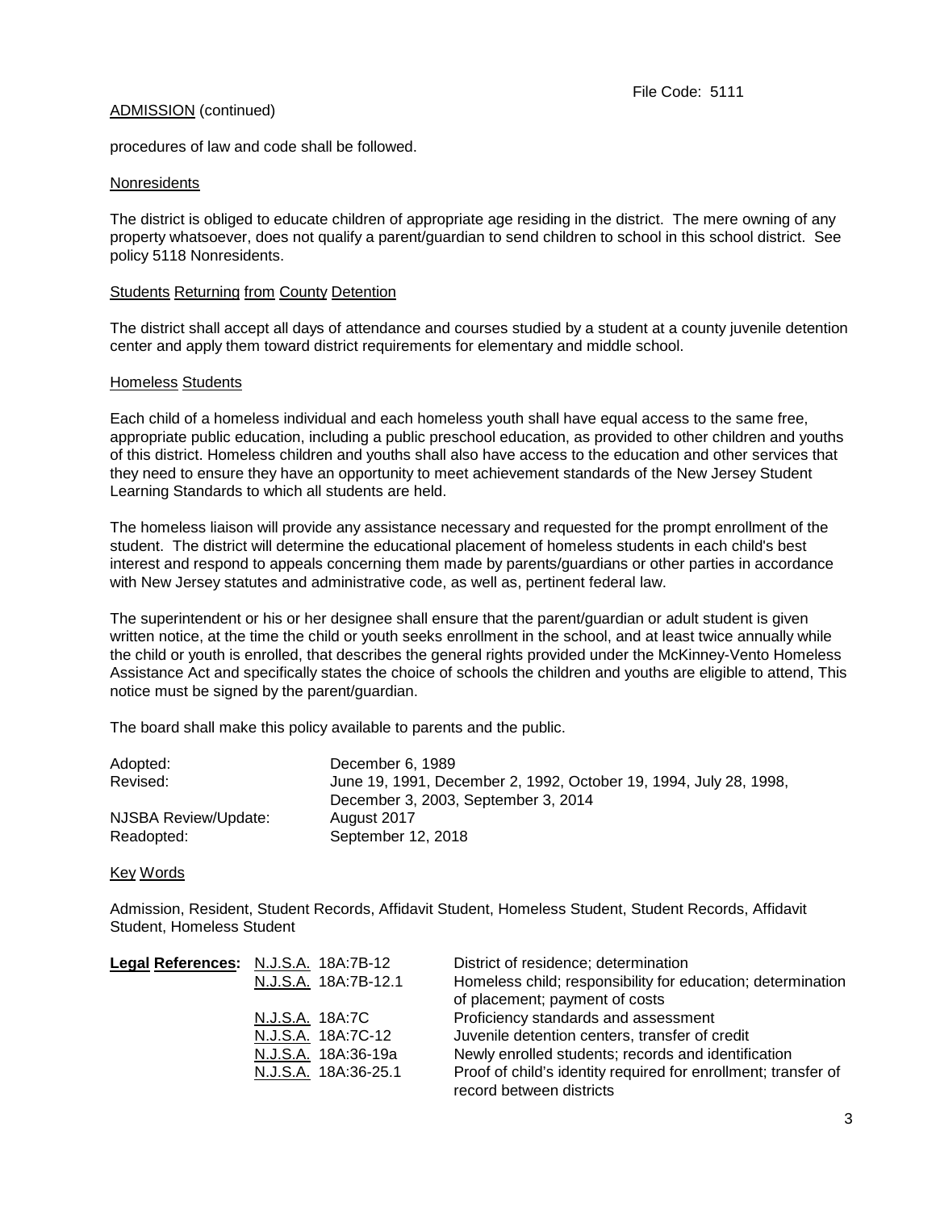ADMISSION (continued)

procedures of law and code shall be followed.

Nonresidents

The district is obliged to educate children of appropriate age residing in the district. The mere owning of any property whatsoever, does not qualify a parent/guardian to send children to school in this school district. See policy 5118 Nonresidents.

Students Returning from County Detention

The district shall accept all days of attendance and courses studied by a student at a county juvenile detention center and apply them toward district requirements for elementary and middle school.

Homeless Students

Each child of a homeless individual and each homeless youth shall have equal access to the same free, appropriate public education, including a public preschool education, as provided to other children and youths of this district. Homeless children and youths shall also have access to the education and other services that they need to ensure they have an opportunity to meet achievement standards of the New Jersey Student Learning Standards to which all students are held.

The homeless liaison will provide any assistance necessary and requested for the prompt enrollment of the student. The district will determine the educational placement of homeless students in each child's best interest and respond to appeals concerning them made by parents/guardians or other parties in accordance with New Jersey statutes and administrative code, as well as, pertinent federal law.

The superintendent or his or her designee shall ensure that the parent/guardian or adult student is given written notice, at the time the child or youth seeks enrollment in the school, and at least twice annually while the child or youth is enrolled, that describes the general rights provided under the McKinney-Vento Homeless Assistance Act and specifically states the choice of schools the children and youths are eligible to attend, This notice must be signed by the parent/guardian.

The board shall make this policy available to parents and the public.

| | |
|---|---|
| Adopted: | December 6, 1989 |
| Revised: | June 19, 1991, December 2, 1992, October 19, 1994, July 28, 1998, December 3, 2003, September 3, 2014 |
| NJSBA Review/Update: | August 2017 |
| Readopted: | September 12, 2018 |

Key Words

Admission, Resident, Student Records, Affidavit Student, Homeless Student, Student Records, Affidavit Student, Homeless Student

| **Legal References:** | | |
|---|---|---|
| | N.J.S.A. 18A:7B-12 | District of residence; determination |
| | N.J.S.A. 18A:7B-12.1 | Homeless child; responsibility for education; determination of placement; payment of costs |
| | N.J.S.A. 18A:7C | Proficiency standards and assessment |
| | N.J.S.A. 18A:7C-12 | Juvenile detention centers, transfer of credit |
| | N.J.S.A. 18A:36-19a | Newly enrolled students; records and identification |
| | N.J.S.A. 18A:36-25.1 | Proof of child's identity required for enrollment; transfer of record between districts |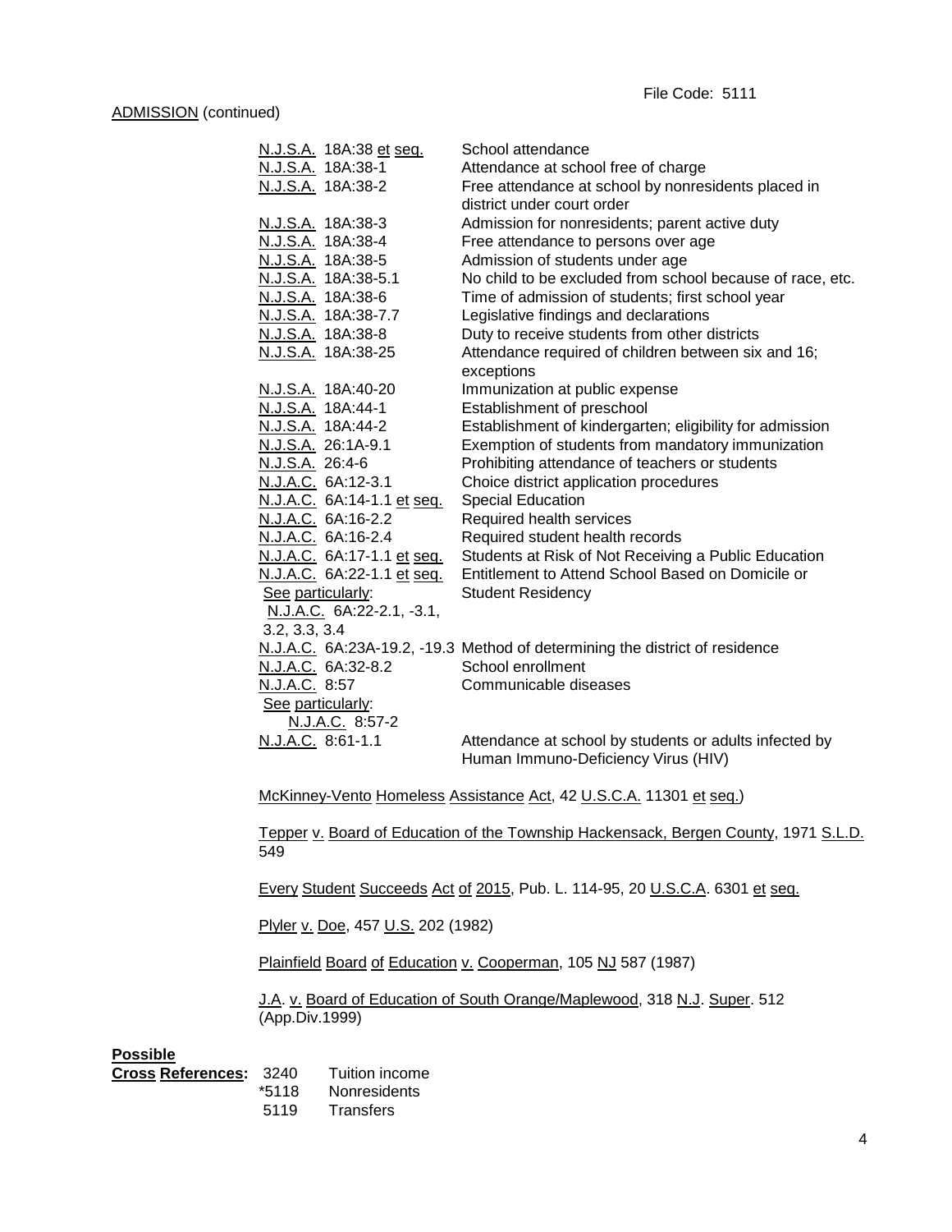ADMISSION (continued)

| | |
|---|---|
| N.J.S.A. 18A:38 et seq. | School attendance |
| N.J.S.A. 18A:38-1 | Attendance at school free of charge |
| N.J.S.A. 18A:38-2 | Free attendance at school by nonresidents placed in district under court order |
| N.J.S.A. 18A:38-3 | Admission for nonresidents; parent active duty |
| N.J.S.A. 18A:38-4 | Free attendance to persons over age |
| N.J.S.A. 18A:38-5 | Admission of students under age |
| N.J.S.A. 18A:38-5.1 | No child to be excluded from school because of race, etc. |
| N.J.S.A. 18A:38-6 | Time of admission of students; first school year |
| N.J.S.A. 18A:38-7.7 | Legislative findings and declarations |
| N.J.S.A. 18A:38-8 | Duty to receive students from other districts |
| N.J.S.A. 18A:38-25 | Attendance required of children between six and 16; exceptions |
| N.J.S.A. 18A:40-20 | Immunization at public expense |
| N.J.S.A. 18A:44-1 | Establishment of preschool |
| N.J.S.A. 18A:44-2 | Establishment of kindergarten; eligibility for admission |
| N.J.S.A. 26:1A-9.1 | Exemption of students from mandatory immunization |
| N.J.S.A. 26:4-6 | Prohibiting attendance of teachers or students |
| N.J.A.C. 6A:12-3.1 | Choice district application procedures |
| N.J.A.C. 6A:14-1.1 et seq. | Special Education |
| N.J.A.C. 6A:16-2.2 | Required health services |
| N.J.A.C. 6A:16-2.4 | Required student health records |
| N.J.A.C. 6A:17-1.1 et seq. | Students at Risk of Not Receiving a Public Education |
| N.J.A.C. 6A:22-1.1 et seq. See particularly: N.J.A.C. 6A:22-2.1, -3.1, 3.2, 3.3, 3.4 | Entitlement to Attend School Based on Domicile or Student Residency |
| N.J.A.C. 6A:23A-19.2, -19.3 | Method of determining the district of residence |
| N.J.A.C. 6A:32-8.2 | School enrollment |
| N.J.A.C. 8:57 See particularly: N.J.A.C. 8:57-2 | Communicable diseases |
| N.J.A.C. 8:61-1.1 | Attendance at school by students or adults infected by Human Immuno-Deficiency Virus (HIV) |

McKinney-Vento Homeless Assistance Act, 42 U.S.C.A. 11301 et seq.)

Tepper v. Board of Education of the Township Hackensack, Bergen County, 1971 S.L.D. 549

Every Student Succeeds Act of 2015, Pub. L. 114-95, 20 U.S.C.A. 6301 et seq.

Plyler v. Doe, 457 U.S. 202 (1982)

Plainfield Board of Education v. Cooperman, 105 NJ 587 (1987)

J.A. v. Board of Education of South Orange/Maplewood, 318 N.J. Super. 512 (App.Div.1999)

**Possible Cross References:**

| | |
|---|---|
| 3240 | Tuition income |
| *5118 | Nonresidents |
| 5119 | Transfers |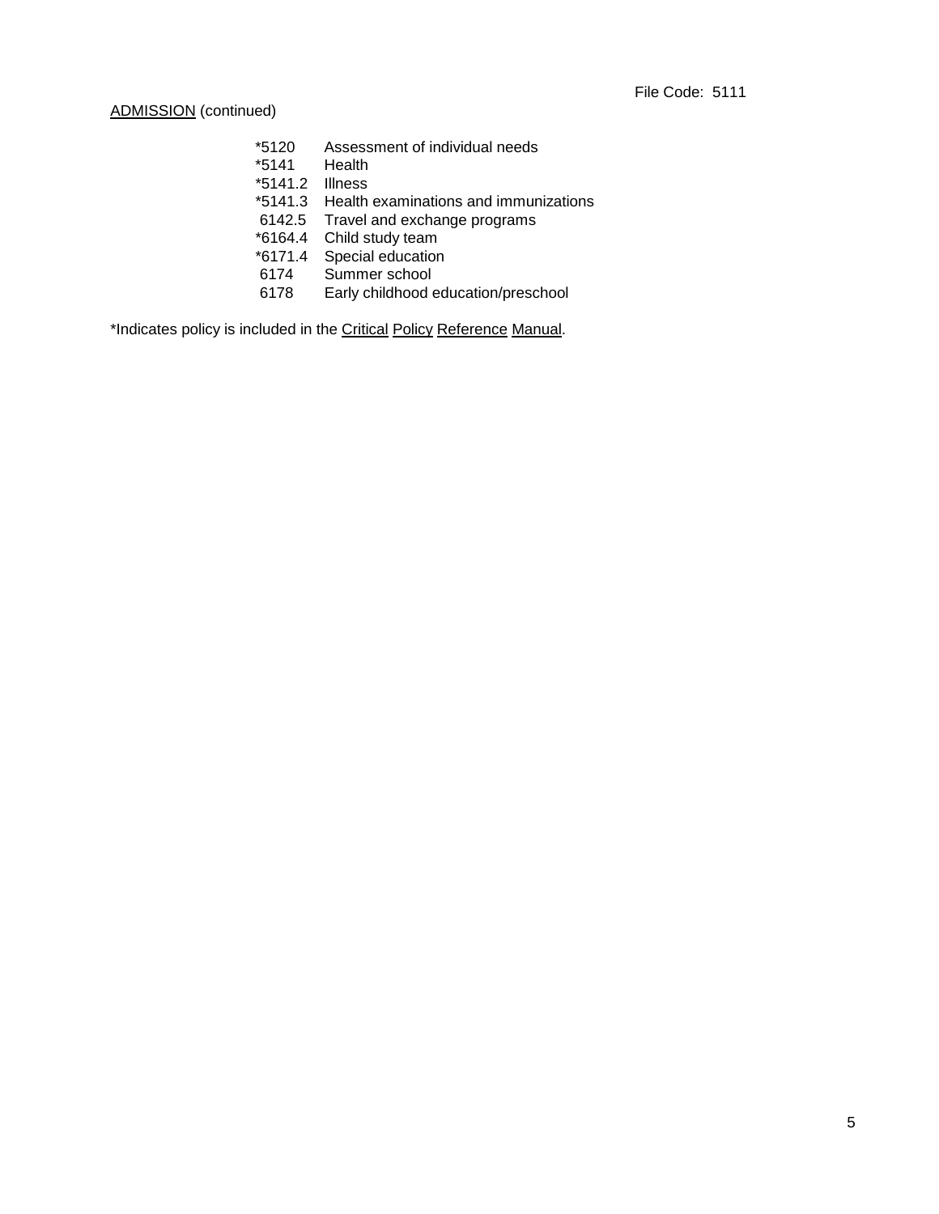ADMISSION (continued)

| | |
|---|---|
| *5120 | Assessment of individual needs |
| *5141 | Health |
| *5141.2 | Illness |
| *5141.3 | Health examinations and immunizations |
| 6142.5 | Travel and exchange programs |
| *6164.4 | Child study team |
| *6171.4 | Special education |
| 6174 | Summer school |
| 6178 | Early childhood education/preschool |

*Indicates policy is included in the Critical Policy Reference Manual.